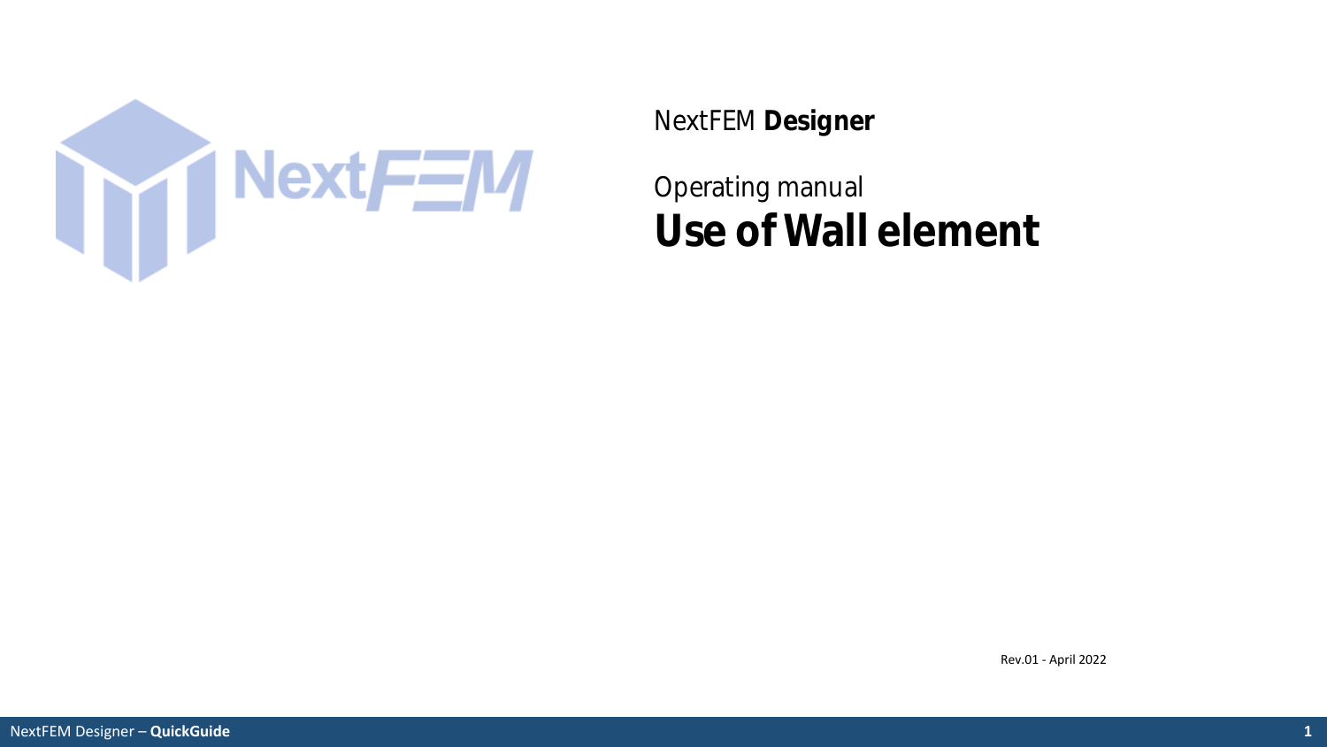NextFEM **Designer**

Operating manual

# Use of Wall element

Rev.01 - April 2022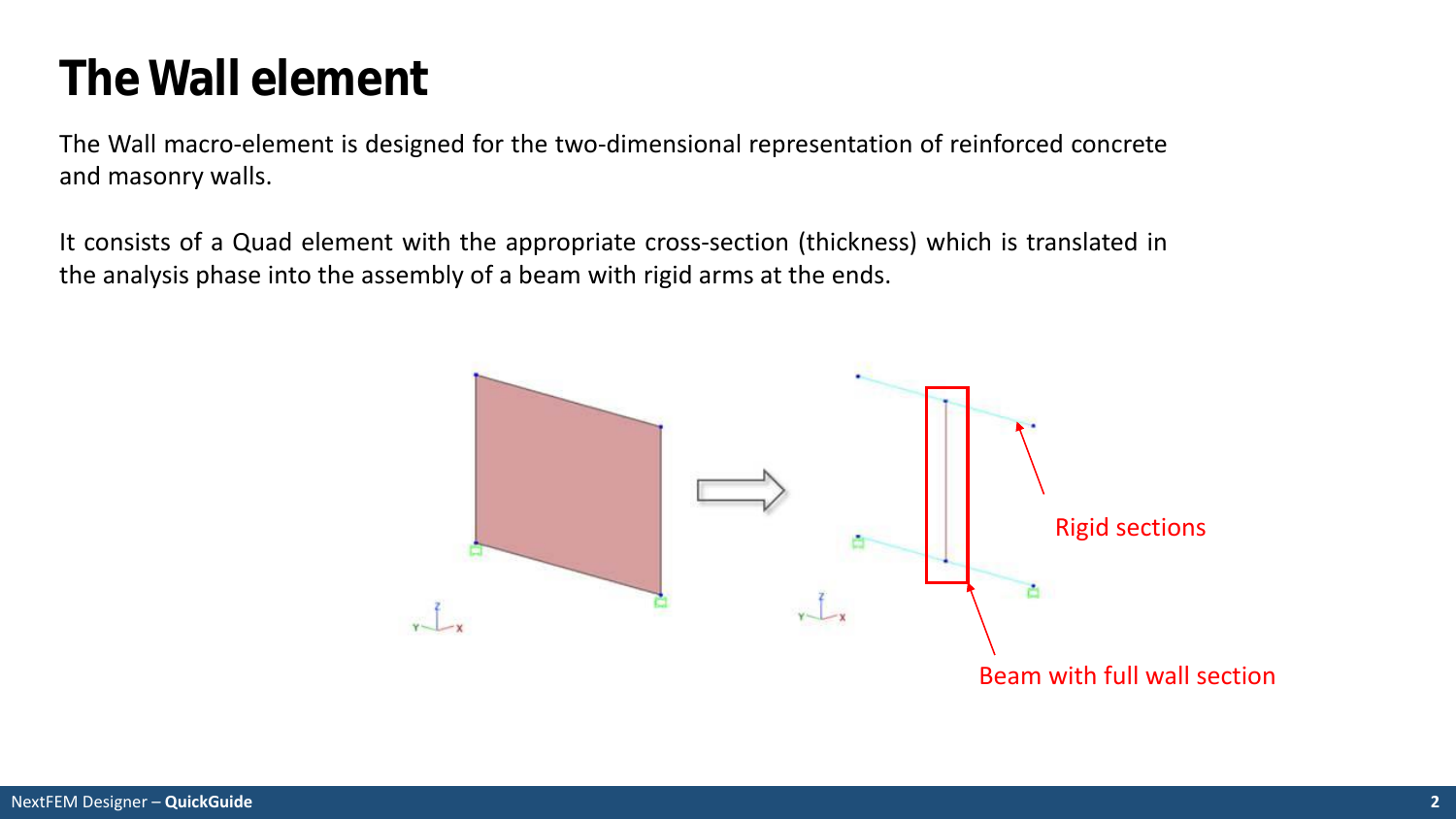# The Wall element

The Wall macro-element is designed for the two-dimensional representation of reinforced concrete and masonry walls.

It consists of a Quad element with the appropriate cross-section (thickness) which is translated in the analysis phase into the assembly of a beam with rigid arms at the ends.

Rigid sections

Beam with full wall section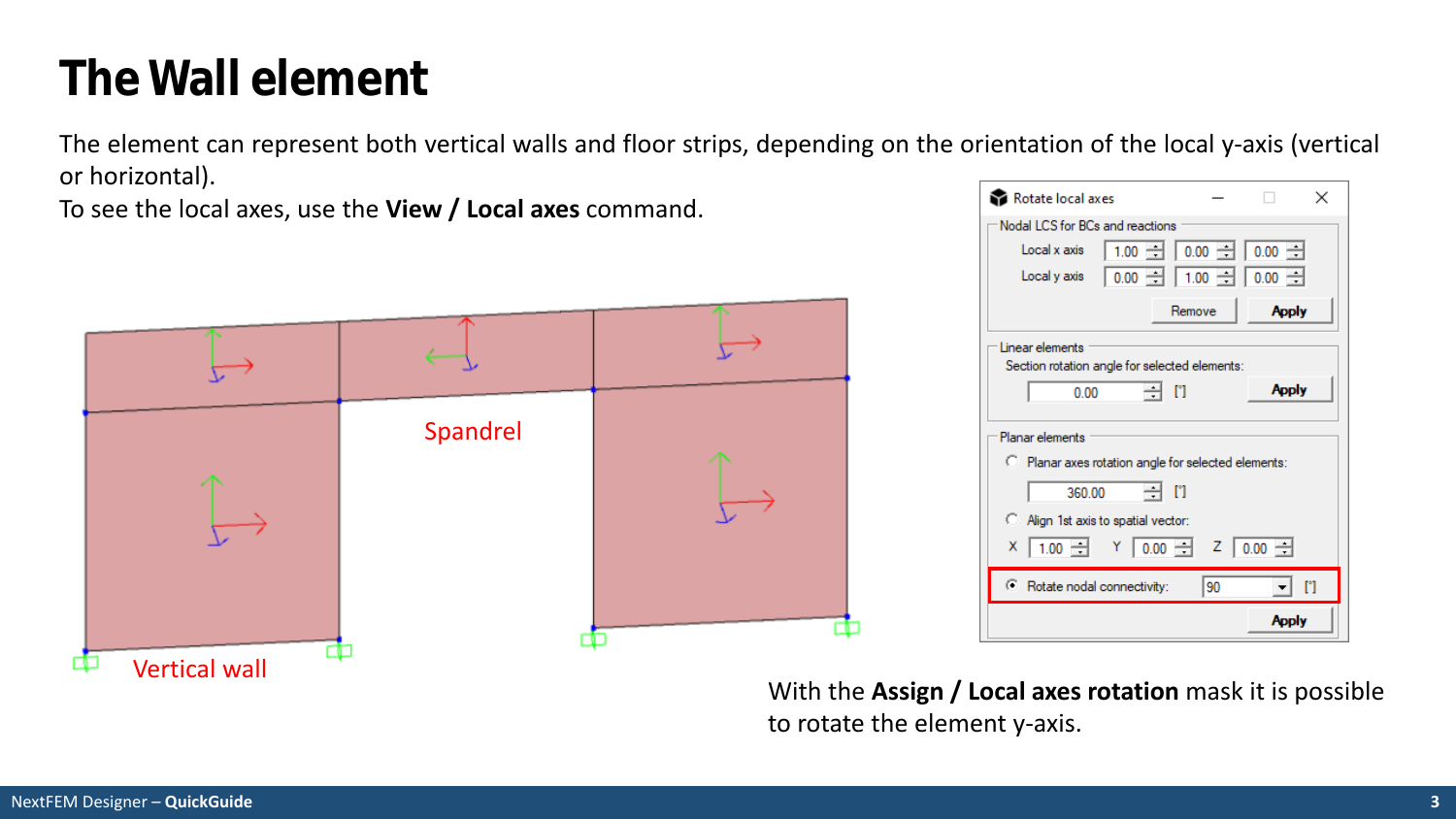# The Wall element

The element can represent both vertical walls and floor strips, depending on the orientation of the local y-axis (vertical or horizontal).

To see the local axes, use the **View / Local axes** command.

Spandrel

Vertical wall

With the **Assign / Local axes rotation** mask it is possible to rotate the element y-axis.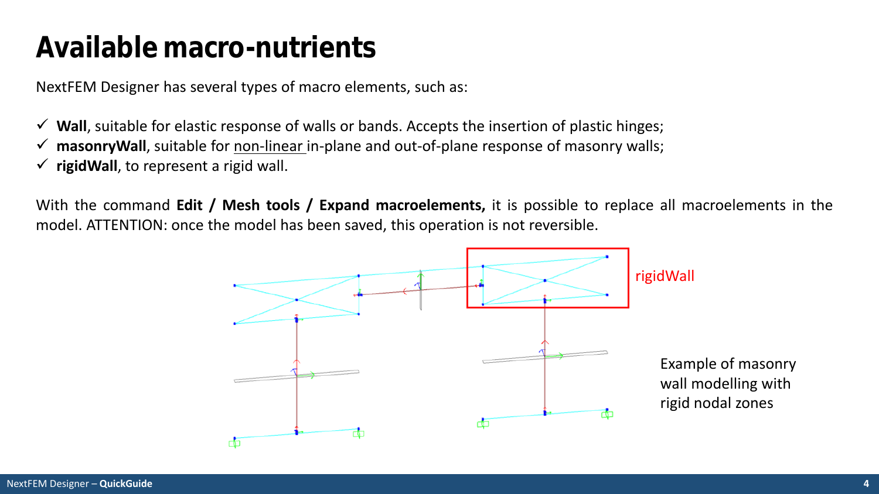# Available macro-nutrients

NextFEM Designer has several types of macro elements, such as:

- ✓ **Wall**, suitable for elastic response of walls or bands. Accepts the insertion of plastic hinges;
- ✓ **masonryWall**, suitable for non-linear in-plane and out-of-plane response of masonry walls;
- ✓ **rigidWall**, to represent a rigid wall.

With the command **Edit / Mesh tools / Expand macroelements,** it is possible to replace all macroelements in the model. ATTENTION: once the model has been saved, this operation is not reversible.

rigidWall

Example of masonry wall modelling with rigid nodal zones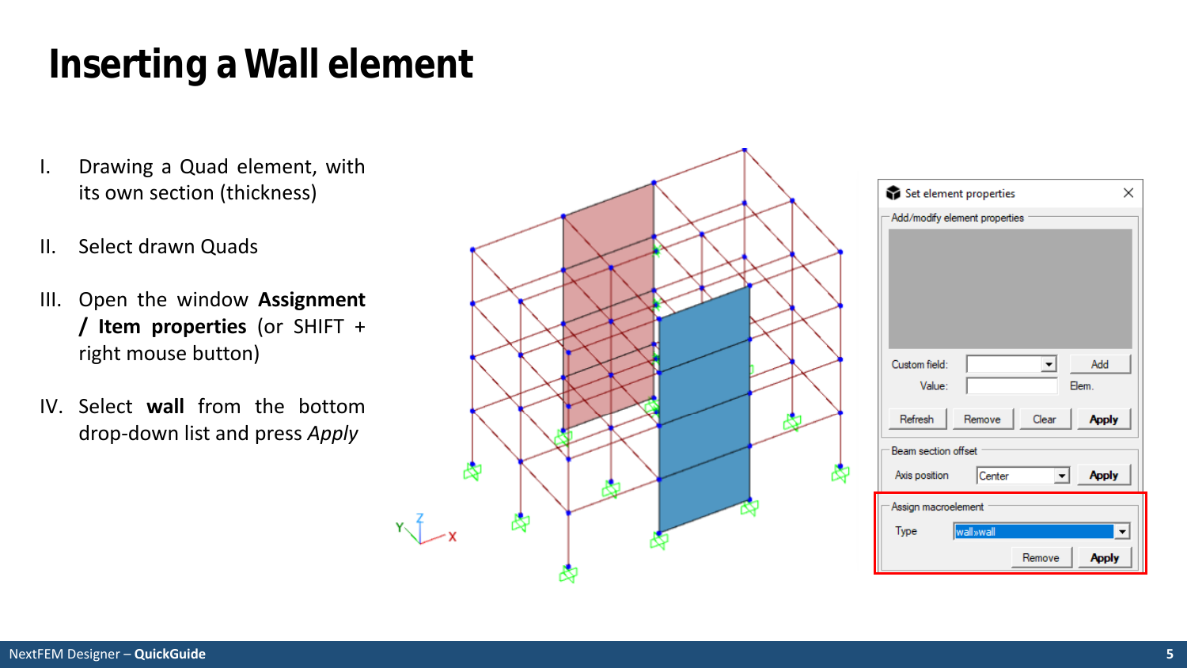# Inserting a Wall element

I. Drawing a Quad element, with its own section (thickness)

II. Select drawn Quads

III. Open the window **Assignment / Item properties** (or SHIFT + right mouse button)

IV. Select **wall** from the bottom drop-down list and press *Apply*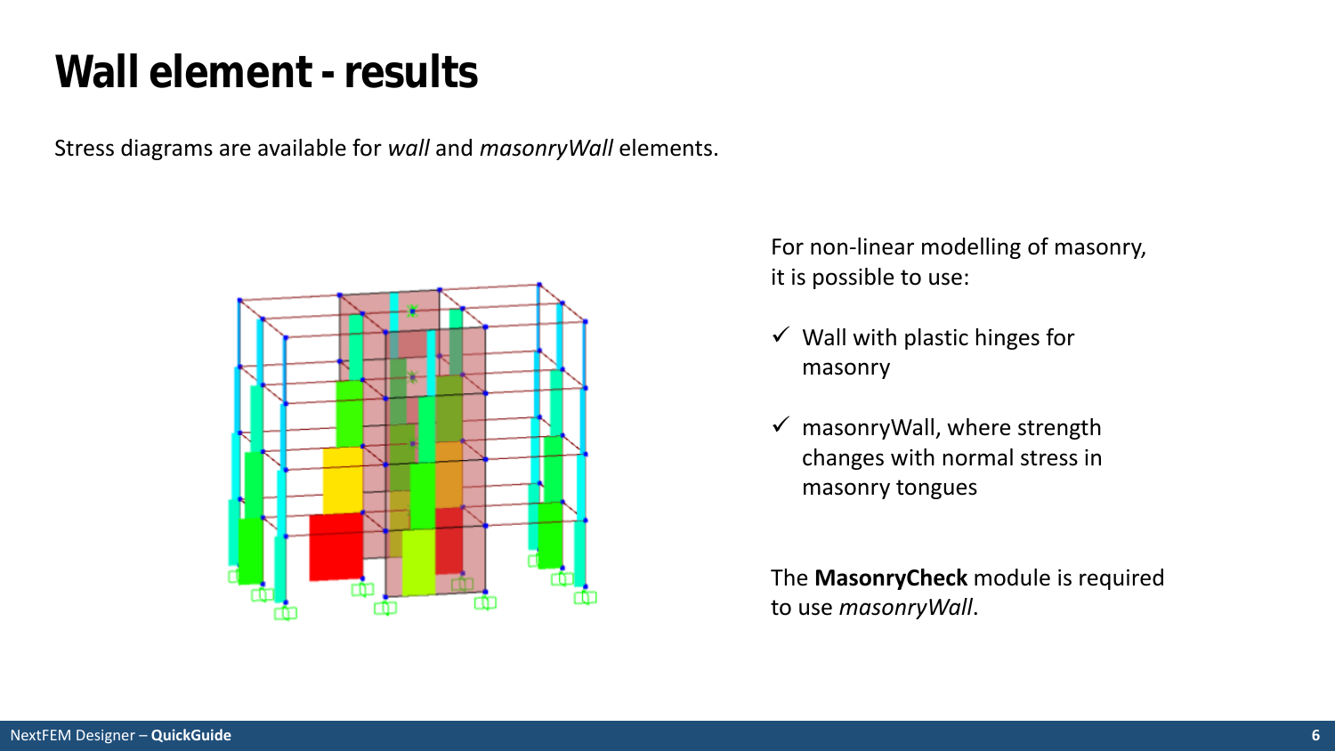# Wall element - results

Stress diagrams are available for *wall* and *masonryWall* elements.

For non-linear modelling of masonry, it is possible to use:

- ✓ Wall with plastic hinges for masonry
- ✓ masonryWall, where strength changes with normal stress in masonry tongues

The **MasonryCheck** module is required to use *masonryWall*.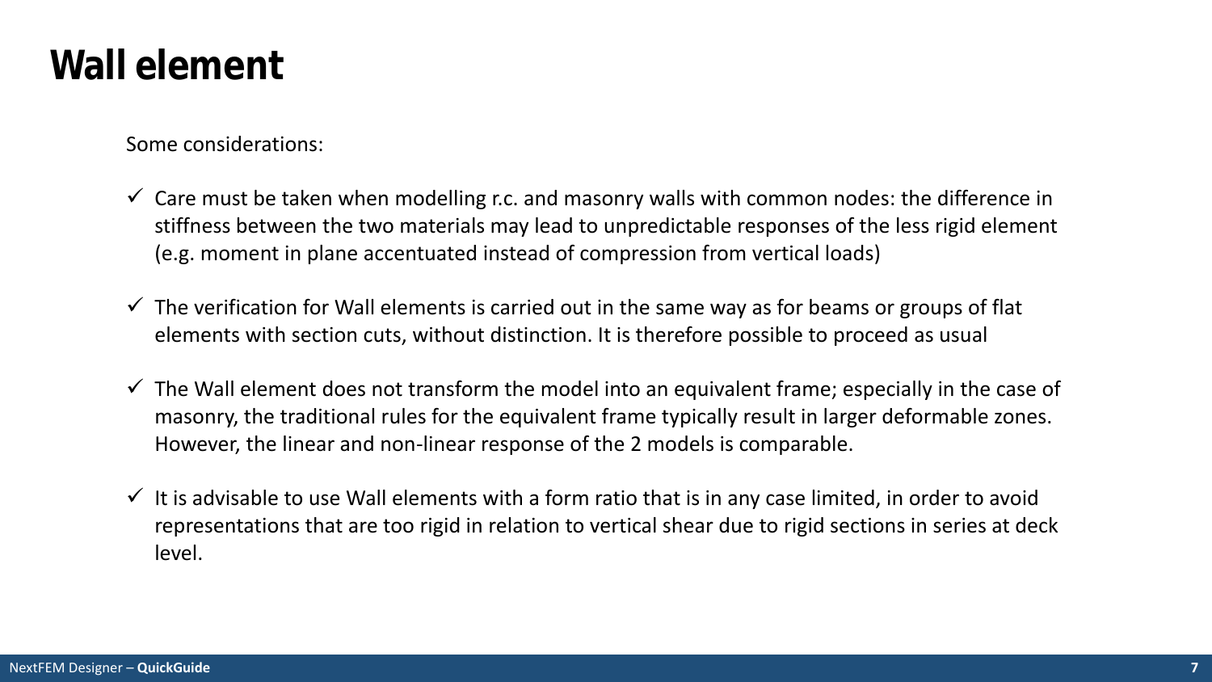# Wall element

Some considerations:

- ✓ Care must be taken when modelling r.c. and masonry walls with common nodes: the difference in stiffness between the two materials may lead to unpredictable responses of the less rigid element (e.g. moment in plane accentuated instead of compression from vertical loads)

- ✓ The verification for Wall elements is carried out in the same way as for beams or groups of flat elements with section cuts, without distinction. It is therefore possible to proceed as usual

- ✓ The Wall element does not transform the model into an equivalent frame; especially in the case of masonry, the traditional rules for the equivalent frame typically result in larger deformable zones. However, the linear and non-linear response of the 2 models is comparable.

- ✓ It is advisable to use Wall elements with a form ratio that is in any case limited, in order to avoid representations that are too rigid in relation to vertical shear due to rigid sections in series at deck level.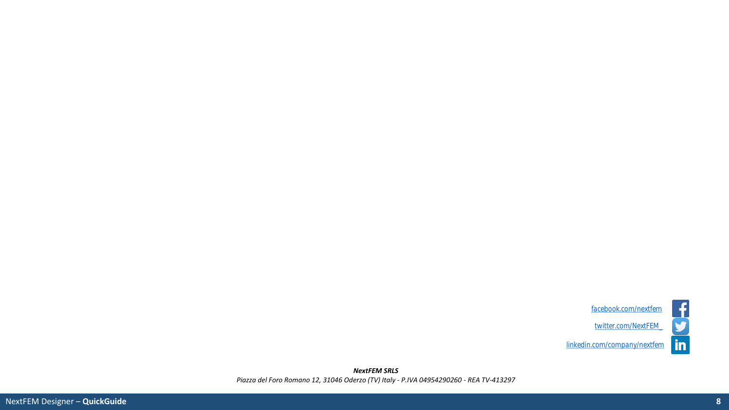facebook.com/nextfem

twitter.com/NextFEM_

linkedin.com/company/nextfem

***NextFEM SRLS***

*Piazza del Foro Romano 12, 31046 Oderzo (TV) Italy - P.IVA 04954290260 - REA TV-413297*